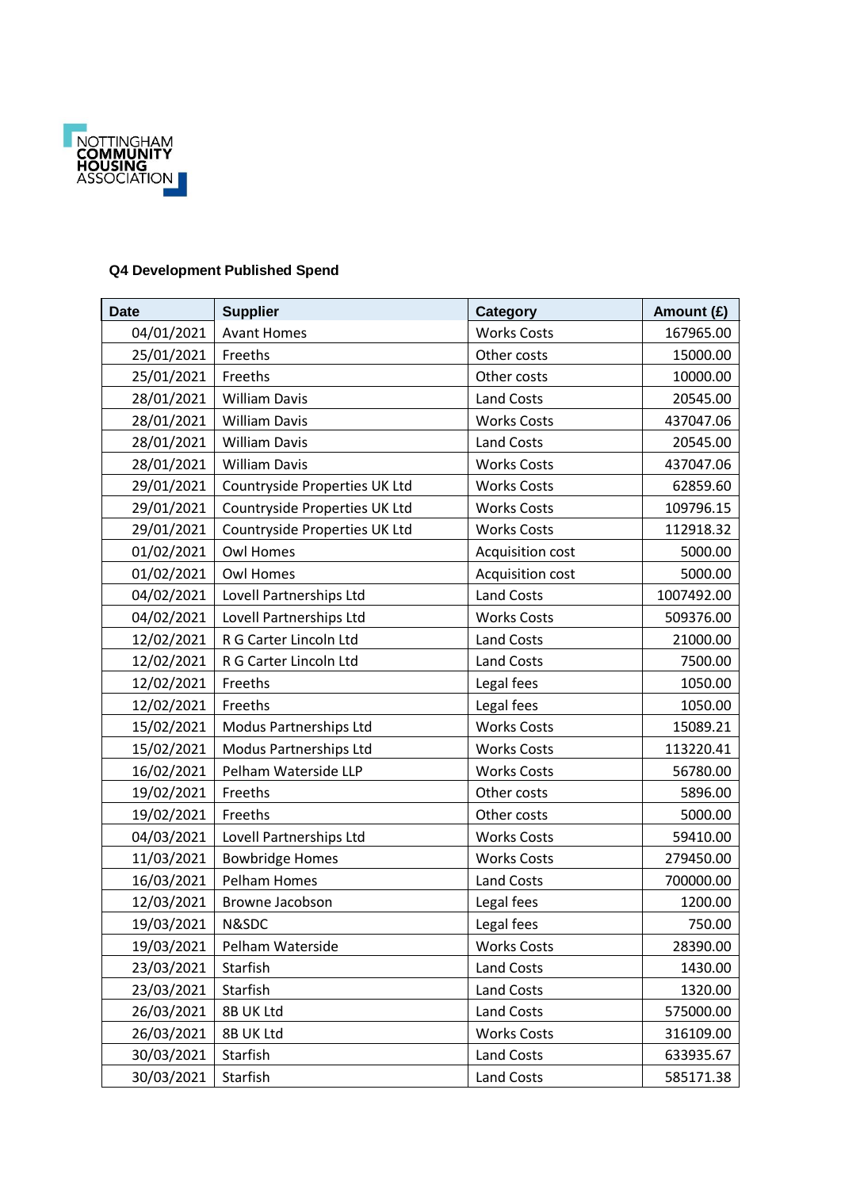NOTTINGHAM COMMUNITY HOUSING ASSOCIATION

### Q4 Development Published Spend

| Date | Supplier | Category | Amount (£) |
|---|---|---|---|
| 04/01/2021 | Avant Homes | Works Costs | 167965.00 |
| 25/01/2021 | Freeths | Other costs | 15000.00 |
| 25/01/2021 | Freeths | Other costs | 10000.00 |
| 28/01/2021 | William Davis | Land Costs | 20545.00 |
| 28/01/2021 | William Davis | Works Costs | 437047.06 |
| 28/01/2021 | William Davis | Land Costs | 20545.00 |
| 28/01/2021 | William Davis | Works Costs | 437047.06 |
| 29/01/2021 | Countryside Properties UK Ltd | Works Costs | 62859.60 |
| 29/01/2021 | Countryside Properties UK Ltd | Works Costs | 109796.15 |
| 29/01/2021 | Countryside Properties UK Ltd | Works Costs | 112918.32 |
| 01/02/2021 | Owl Homes | Acquisition cost | 5000.00 |
| 01/02/2021 | Owl Homes | Acquisition cost | 5000.00 |
| 04/02/2021 | Lovell Partnerships Ltd | Land Costs | 1007492.00 |
| 04/02/2021 | Lovell Partnerships Ltd | Works Costs | 509376.00 |
| 12/02/2021 | R G Carter Lincoln Ltd | Land Costs | 21000.00 |
| 12/02/2021 | R G Carter Lincoln Ltd | Land Costs | 7500.00 |
| 12/02/2021 | Freeths | Legal fees | 1050.00 |
| 12/02/2021 | Freeths | Legal fees | 1050.00 |
| 15/02/2021 | Modus Partnerships Ltd | Works Costs | 15089.21 |
| 15/02/2021 | Modus Partnerships Ltd | Works Costs | 113220.41 |
| 16/02/2021 | Pelham Waterside LLP | Works Costs | 56780.00 |
| 19/02/2021 | Freeths | Other costs | 5896.00 |
| 19/02/2021 | Freeths | Other costs | 5000.00 |
| 04/03/2021 | Lovell Partnerships Ltd | Works Costs | 59410.00 |
| 11/03/2021 | Bowbridge Homes | Works Costs | 279450.00 |
| 16/03/2021 | Pelham Homes | Land Costs | 700000.00 |
| 12/03/2021 | Browne Jacobson | Legal fees | 1200.00 |
| 19/03/2021 | N&SDC | Legal fees | 750.00 |
| 19/03/2021 | Pelham Waterside | Works Costs | 28390.00 |
| 23/03/2021 | Starfish | Land Costs | 1430.00 |
| 23/03/2021 | Starfish | Land Costs | 1320.00 |
| 26/03/2021 | 8B UK Ltd | Land Costs | 575000.00 |
| 26/03/2021 | 8B UK Ltd | Works Costs | 316109.00 |
| 30/03/2021 | Starfish | Land Costs | 633935.67 |
| 30/03/2021 | Starfish | Land Costs | 585171.38 |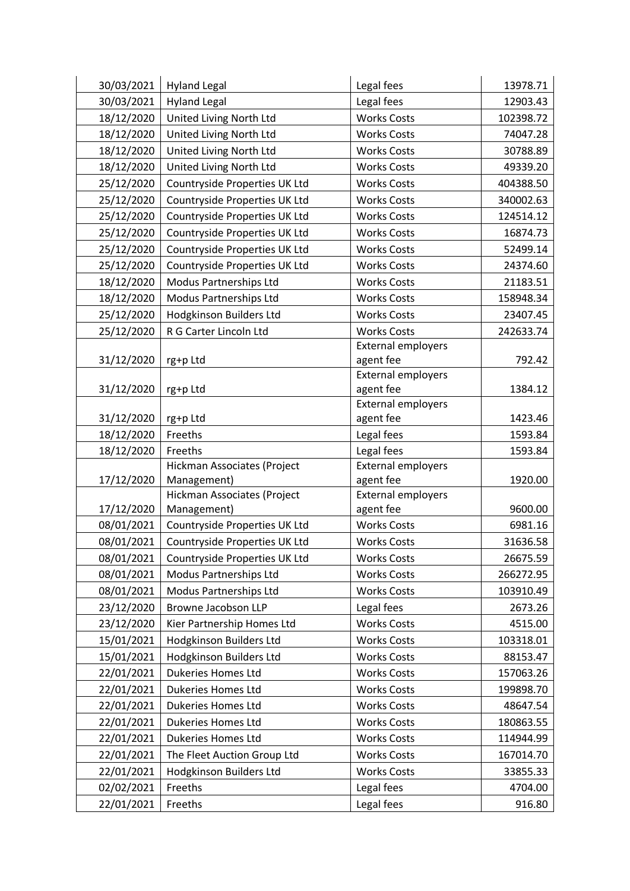| 30/03/2021 | Hyland Legal | Legal fees | 13978.71 |
|---|---|---|---|
| 30/03/2021 | Hyland Legal | Legal fees | 12903.43 |
| 18/12/2020 | United Living North Ltd | Works Costs | 102398.72 |
| 18/12/2020 | United Living North Ltd | Works Costs | 74047.28 |
| 18/12/2020 | United Living North Ltd | Works Costs | 30788.89 |
| 18/12/2020 | United Living North Ltd | Works Costs | 49339.20 |
| 25/12/2020 | Countryside Properties UK Ltd | Works Costs | 404388.50 |
| 25/12/2020 | Countryside Properties UK Ltd | Works Costs | 340002.63 |
| 25/12/2020 | Countryside Properties UK Ltd | Works Costs | 124514.12 |
| 25/12/2020 | Countryside Properties UK Ltd | Works Costs | 16874.73 |
| 25/12/2020 | Countryside Properties UK Ltd | Works Costs | 52499.14 |
| 25/12/2020 | Countryside Properties UK Ltd | Works Costs | 24374.60 |
| 18/12/2020 | Modus Partnerships Ltd | Works Costs | 21183.51 |
| 18/12/2020 | Modus Partnerships Ltd | Works Costs | 158948.34 |
| 25/12/2020 | Hodgkinson Builders Ltd | Works Costs | 23407.45 |
| 25/12/2020 | R G Carter Lincoln Ltd | Works Costs | 242633.74 |
| 31/12/2020 | rg+p Ltd | External employers agent fee | 792.42 |
| 31/12/2020 | rg+p Ltd | External employers agent fee | 1384.12 |
| 31/12/2020 | rg+p Ltd | External employers agent fee | 1423.46 |
| 18/12/2020 | Freeths | Legal fees | 1593.84 |
| 18/12/2020 | Freeths | Legal fees | 1593.84 |
| 17/12/2020 | Hickman Associates (Project Management) | External employers agent fee | 1920.00 |
| 17/12/2020 | Hickman Associates (Project Management) | External employers agent fee | 9600.00 |
| 08/01/2021 | Countryside Properties UK Ltd | Works Costs | 6981.16 |
| 08/01/2021 | Countryside Properties UK Ltd | Works Costs | 31636.58 |
| 08/01/2021 | Countryside Properties UK Ltd | Works Costs | 26675.59 |
| 08/01/2021 | Modus Partnerships Ltd | Works Costs | 266272.95 |
| 08/01/2021 | Modus Partnerships Ltd | Works Costs | 103910.49 |
| 23/12/2020 | Browne Jacobson LLP | Legal fees | 2673.26 |
| 23/12/2020 | Kier Partnership Homes Ltd | Works Costs | 4515.00 |
| 15/01/2021 | Hodgkinson Builders Ltd | Works Costs | 103318.01 |
| 15/01/2021 | Hodgkinson Builders Ltd | Works Costs | 88153.47 |
| 22/01/2021 | Dukeries Homes Ltd | Works Costs | 157063.26 |
| 22/01/2021 | Dukeries Homes Ltd | Works Costs | 199898.70 |
| 22/01/2021 | Dukeries Homes Ltd | Works Costs | 48647.54 |
| 22/01/2021 | Dukeries Homes Ltd | Works Costs | 180863.55 |
| 22/01/2021 | Dukeries Homes Ltd | Works Costs | 114944.99 |
| 22/01/2021 | The Fleet Auction Group Ltd | Works Costs | 167014.70 |
| 22/01/2021 | Hodgkinson Builders Ltd | Works Costs | 33855.33 |
| 02/02/2021 | Freeths | Legal fees | 4704.00 |
| 22/01/2021 | Freeths | Legal fees | 916.80 |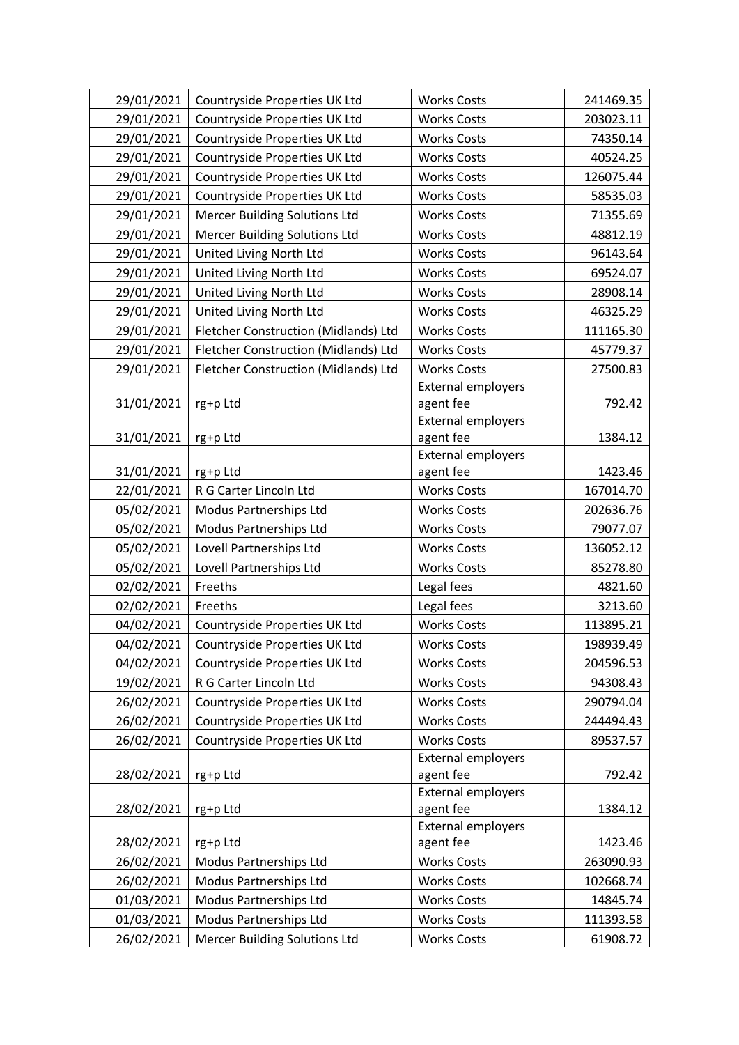| | | | |
|---|---|---|---|
| 29/01/2021 | Countryside Properties UK Ltd | Works Costs | 241469.35 |
| 29/01/2021 | Countryside Properties UK Ltd | Works Costs | 203023.11 |
| 29/01/2021 | Countryside Properties UK Ltd | Works Costs | 74350.14 |
| 29/01/2021 | Countryside Properties UK Ltd | Works Costs | 40524.25 |
| 29/01/2021 | Countryside Properties UK Ltd | Works Costs | 126075.44 |
| 29/01/2021 | Countryside Properties UK Ltd | Works Costs | 58535.03 |
| 29/01/2021 | Mercer Building Solutions Ltd | Works Costs | 71355.69 |
| 29/01/2021 | Mercer Building Solutions Ltd | Works Costs | 48812.19 |
| 29/01/2021 | United Living North Ltd | Works Costs | 96143.64 |
| 29/01/2021 | United Living North Ltd | Works Costs | 69524.07 |
| 29/01/2021 | United Living North Ltd | Works Costs | 28908.14 |
| 29/01/2021 | United Living North Ltd | Works Costs | 46325.29 |
| 29/01/2021 | Fletcher Construction (Midlands) Ltd | Works Costs | 111165.30 |
| 29/01/2021 | Fletcher Construction (Midlands) Ltd | Works Costs | 45779.37 |
| 29/01/2021 | Fletcher Construction (Midlands) Ltd | Works Costs | 27500.83 |
| 31/01/2021 | rg+p Ltd | External employers agent fee | 792.42 |
| 31/01/2021 | rg+p Ltd | External employers agent fee | 1384.12 |
| 31/01/2021 | rg+p Ltd | External employers agent fee | 1423.46 |
| 22/01/2021 | R G Carter Lincoln Ltd | Works Costs | 167014.70 |
| 05/02/2021 | Modus Partnerships Ltd | Works Costs | 202636.76 |
| 05/02/2021 | Modus Partnerships Ltd | Works Costs | 79077.07 |
| 05/02/2021 | Lovell Partnerships Ltd | Works Costs | 136052.12 |
| 05/02/2021 | Lovell Partnerships Ltd | Works Costs | 85278.80 |
| 02/02/2021 | Freeths | Legal fees | 4821.60 |
| 02/02/2021 | Freeths | Legal fees | 3213.60 |
| 04/02/2021 | Countryside Properties UK Ltd | Works Costs | 113895.21 |
| 04/02/2021 | Countryside Properties UK Ltd | Works Costs | 198939.49 |
| 04/02/2021 | Countryside Properties UK Ltd | Works Costs | 204596.53 |
| 19/02/2021 | R G Carter Lincoln Ltd | Works Costs | 94308.43 |
| 26/02/2021 | Countryside Properties UK Ltd | Works Costs | 290794.04 |
| 26/02/2021 | Countryside Properties UK Ltd | Works Costs | 244494.43 |
| 26/02/2021 | Countryside Properties UK Ltd | Works Costs | 89537.57 |
| 28/02/2021 | rg+p Ltd | External employers agent fee | 792.42 |
| 28/02/2021 | rg+p Ltd | External employers agent fee | 1384.12 |
| 28/02/2021 | rg+p Ltd | External employers agent fee | 1423.46 |
| 26/02/2021 | Modus Partnerships Ltd | Works Costs | 263090.93 |
| 26/02/2021 | Modus Partnerships Ltd | Works Costs | 102668.74 |
| 01/03/2021 | Modus Partnerships Ltd | Works Costs | 14845.74 |
| 01/03/2021 | Modus Partnerships Ltd | Works Costs | 111393.58 |
| 26/02/2021 | Mercer Building Solutions Ltd | Works Costs | 61908.72 |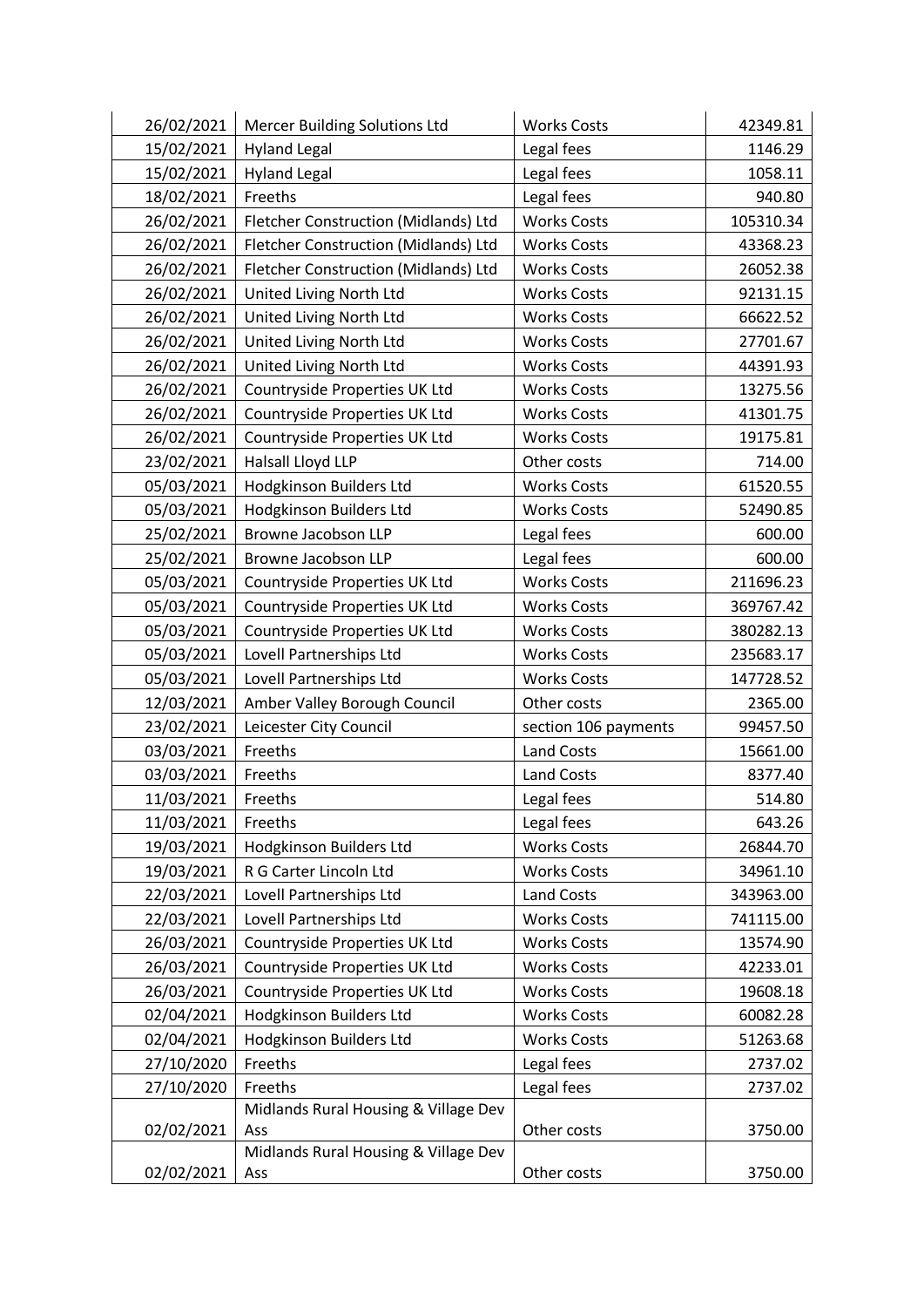| 26/02/2021 | Mercer Building Solutions Ltd | Works Costs | 42349.81 |
|---|---|---|---|
| 15/02/2021 | Hyland Legal | Legal fees | 1146.29 |
| 15/02/2021 | Hyland Legal | Legal fees | 1058.11 |
| 18/02/2021 | Freeths | Legal fees | 940.80 |
| 26/02/2021 | Fletcher Construction (Midlands) Ltd | Works Costs | 105310.34 |
| 26/02/2021 | Fletcher Construction (Midlands) Ltd | Works Costs | 43368.23 |
| 26/02/2021 | Fletcher Construction (Midlands) Ltd | Works Costs | 26052.38 |
| 26/02/2021 | United Living North Ltd | Works Costs | 92131.15 |
| 26/02/2021 | United Living North Ltd | Works Costs | 66622.52 |
| 26/02/2021 | United Living North Ltd | Works Costs | 27701.67 |
| 26/02/2021 | United Living North Ltd | Works Costs | 44391.93 |
| 26/02/2021 | Countryside Properties UK Ltd | Works Costs | 13275.56 |
| 26/02/2021 | Countryside Properties UK Ltd | Works Costs | 41301.75 |
| 26/02/2021 | Countryside Properties UK Ltd | Works Costs | 19175.81 |
| 23/02/2021 | Halsall Lloyd LLP | Other costs | 714.00 |
| 05/03/2021 | Hodgkinson Builders Ltd | Works Costs | 61520.55 |
| 05/03/2021 | Hodgkinson Builders Ltd | Works Costs | 52490.85 |
| 25/02/2021 | Browne Jacobson LLP | Legal fees | 600.00 |
| 25/02/2021 | Browne Jacobson LLP | Legal fees | 600.00 |
| 05/03/2021 | Countryside Properties UK Ltd | Works Costs | 211696.23 |
| 05/03/2021 | Countryside Properties UK Ltd | Works Costs | 369767.42 |
| 05/03/2021 | Countryside Properties UK Ltd | Works Costs | 380282.13 |
| 05/03/2021 | Lovell Partnerships Ltd | Works Costs | 235683.17 |
| 05/03/2021 | Lovell Partnerships Ltd | Works Costs | 147728.52 |
| 12/03/2021 | Amber Valley Borough Council | Other costs | 2365.00 |
| 23/02/2021 | Leicester City Council | section 106 payments | 99457.50 |
| 03/03/2021 | Freeths | Land Costs | 15661.00 |
| 03/03/2021 | Freeths | Land Costs | 8377.40 |
| 11/03/2021 | Freeths | Legal fees | 514.80 |
| 11/03/2021 | Freeths | Legal fees | 643.26 |
| 19/03/2021 | Hodgkinson Builders Ltd | Works Costs | 26844.70 |
| 19/03/2021 | R G Carter Lincoln Ltd | Works Costs | 34961.10 |
| 22/03/2021 | Lovell Partnerships Ltd | Land Costs | 343963.00 |
| 22/03/2021 | Lovell Partnerships Ltd | Works Costs | 741115.00 |
| 26/03/2021 | Countryside Properties UK Ltd | Works Costs | 13574.90 |
| 26/03/2021 | Countryside Properties UK Ltd | Works Costs | 42233.01 |
| 26/03/2021 | Countryside Properties UK Ltd | Works Costs | 19608.18 |
| 02/04/2021 | Hodgkinson Builders Ltd | Works Costs | 60082.28 |
| 02/04/2021 | Hodgkinson Builders Ltd | Works Costs | 51263.68 |
| 27/10/2020 | Freeths | Legal fees | 2737.02 |
| 27/10/2020 | Freeths | Legal fees | 2737.02 |
| 02/02/2021 | Midlands Rural Housing & Village Dev Ass | Other costs | 3750.00 |
| 02/02/2021 | Midlands Rural Housing & Village Dev Ass | Other costs | 3750.00 |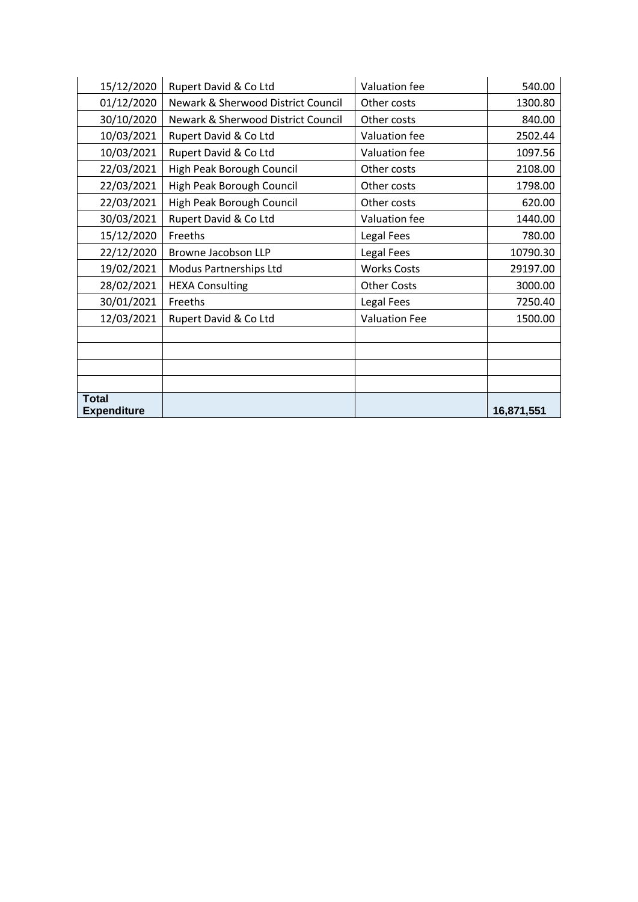| | | | |
|---|---|---|---|
| 15/12/2020 | Rupert David & Co Ltd | Valuation fee | 540.00 |
| 01/12/2020 | Newark & Sherwood District Council | Other costs | 1300.80 |
| 30/10/2020 | Newark & Sherwood District Council | Other costs | 840.00 |
| 10/03/2021 | Rupert David & Co Ltd | Valuation fee | 2502.44 |
| 10/03/2021 | Rupert David & Co Ltd | Valuation fee | 1097.56 |
| 22/03/2021 | High Peak Borough Council | Other costs | 2108.00 |
| 22/03/2021 | High Peak Borough Council | Other costs | 1798.00 |
| 22/03/2021 | High Peak Borough Council | Other costs | 620.00 |
| 30/03/2021 | Rupert David & Co Ltd | Valuation fee | 1440.00 |
| 15/12/2020 | Freeths | Legal Fees | 780.00 |
| 22/12/2020 | Browne Jacobson LLP | Legal Fees | 10790.30 |
| 19/02/2021 | Modus Partnerships Ltd | Works Costs | 29197.00 |
| 28/02/2021 | HEXA Consulting | Other Costs | 3000.00 |
| 30/01/2021 | Freeths | Legal Fees | 7250.40 |
| 12/03/2021 | Rupert David & Co Ltd | Valuation Fee | 1500.00 |
| | | | |
| | | | |
| | | | |
| | | | |
| **Total Expenditure** | | | **16,871,551** |